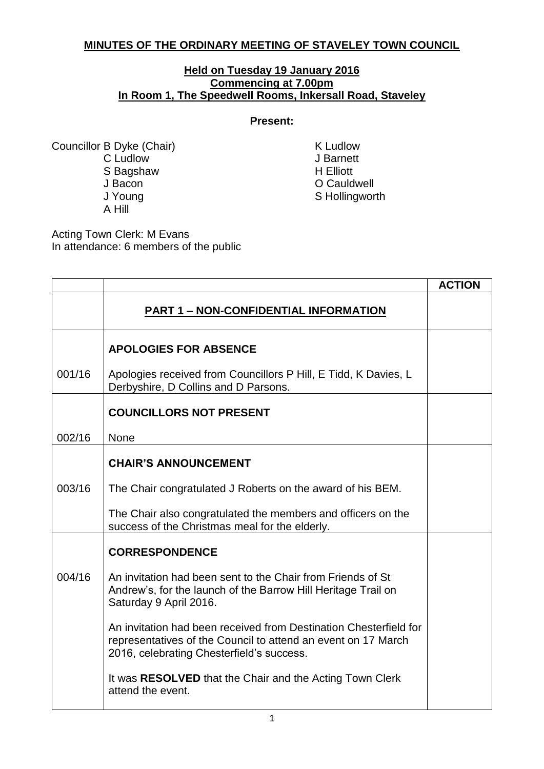# MINUTES OF THE ORDINARY MEETING OF STAVELEY TOWN COUNCIL

**Held on Tuesday 19 January 2016**
**Commencing at 7.00pm**
**In Room 1, The Speedwell Rooms, Inkersall Road, Staveley**

**Present:**

Councillor B Dyke (Chair)
C Ludlow
S Bagshaw
J Bacon
J Young
A Hill
K Ludlow
J Barnett
H Elliott
O Cauldwell
S Hollingworth

Acting Town Clerk: M Evans
In attendance: 6 members of the public

| | | **ACTION** |
|---|---|---|
| | **PART 1 – NON-CONFIDENTIAL INFORMATION** | |
| | **APOLOGIES FOR ABSENCE** | |
| 001/16 | Apologies received from Councillors P Hill, E Tidd, K Davies, L Derbyshire, D Collins and D Parsons. | |
| | **COUNCILLORS NOT PRESENT** | |
| 002/16 | None | |
| | **CHAIR'S ANNOUNCEMENT** | |
| 003/16 | The Chair congratulated J Roberts on the award of his BEM.<br><br>The Chair also congratulated the members and officers on the success of the Christmas meal for the elderly. | |
| | **CORRESPONDENCE** | |
| 004/16 | An invitation had been sent to the Chair from Friends of St Andrew's, for the launch of the Barrow Hill Heritage Trail on Saturday 9 April 2016.<br><br>An invitation had been received from Destination Chesterfield for representatives of the Council to attend an event on 17 March 2016, celebrating Chesterfield's success.<br><br>It was **RESOLVED** that the Chair and the Acting Town Clerk attend the event. | |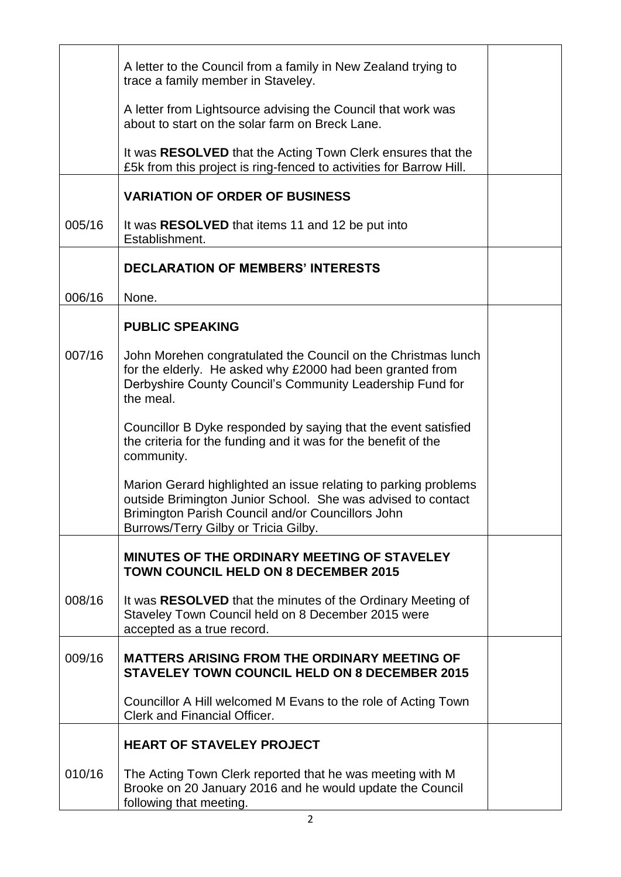|  |  |  |
|---|---|---|
|  | A letter to the Council from a family in New Zealand trying to trace a family member in Staveley.<br><br>A letter from Lightsource advising the Council that work was about to start on the solar farm on Breck Lane.<br><br>It was **RESOLVED** that the Acting Town Clerk ensures that the £5k from this project is ring-fenced to activities for Barrow Hill. |  |
| 005/16 | **VARIATION OF ORDER OF BUSINESS**<br><br>It was **RESOLVED** that items 11 and 12 be put into Establishment. |  |
| 006/16 | **DECLARATION OF MEMBERS' INTERESTS**<br><br>None. |  |
| 007/16 | **PUBLIC SPEAKING**<br><br>John Morehen congratulated the Council on the Christmas lunch for the elderly. He asked why £2000 had been granted from Derbyshire County Council's Community Leadership Fund for the meal.<br><br>Councillor B Dyke responded by saying that the event satisfied the criteria for the funding and it was for the benefit of the community.<br><br>Marion Gerard highlighted an issue relating to parking problems outside Brimington Junior School. She was advised to contact Brimington Parish Council and/or Councillors John Burrows/Terry Gilby or Tricia Gilby. |  |
| 008/16 | **MINUTES OF THE ORDINARY MEETING OF STAVELEY TOWN COUNCIL HELD ON 8 DECEMBER 2015**<br><br>It was **RESOLVED** that the minutes of the Ordinary Meeting of Staveley Town Council held on 8 December 2015 were accepted as a true record. |  |
| 009/16 | **MATTERS ARISING FROM THE ORDINARY MEETING OF STAVELEY TOWN COUNCIL HELD ON 8 DECEMBER 2015**<br><br>Councillor A Hill welcomed M Evans to the role of Acting Town Clerk and Financial Officer. |  |
| 010/16 | **HEART OF STAVELEY PROJECT**<br><br>The Acting Town Clerk reported that he was meeting with M Brooke on 20 January 2016 and he would update the Council following that meeting. |  |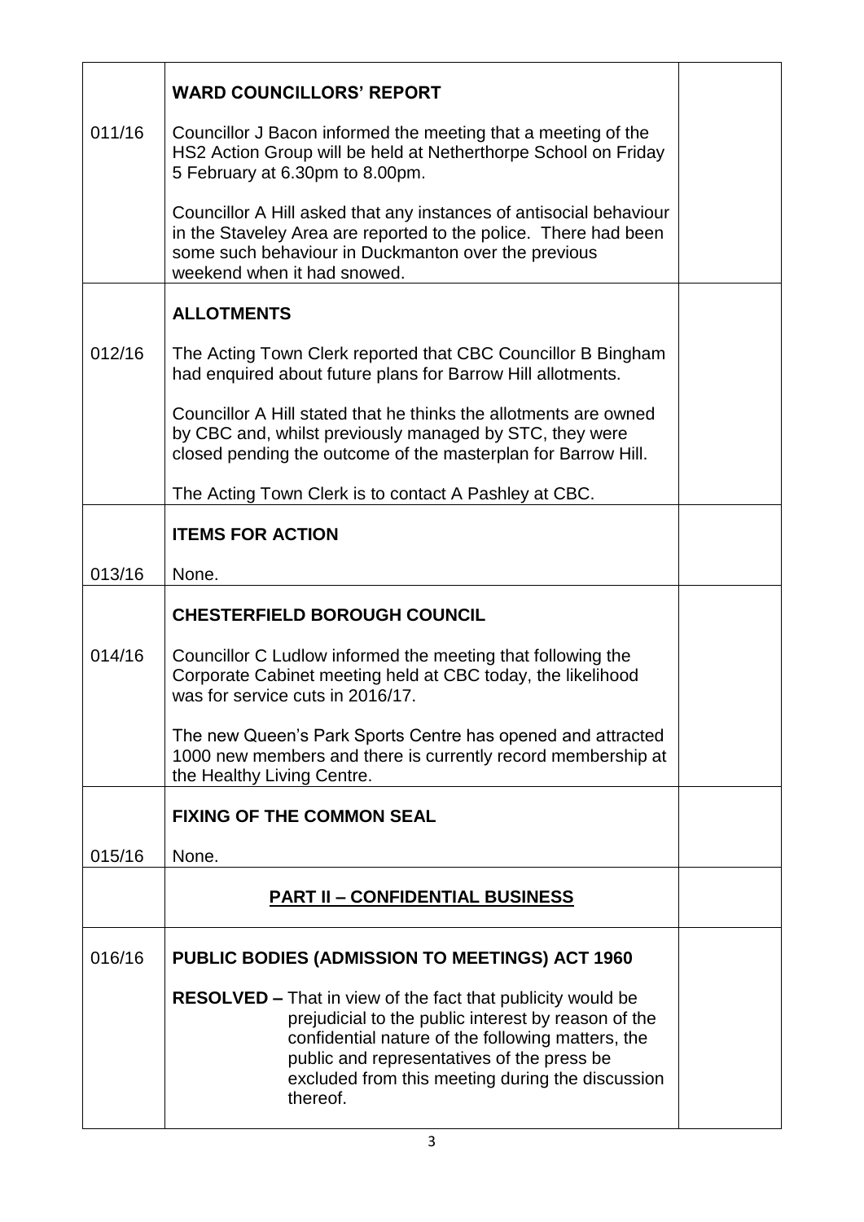| | | |
|---|---|---|
| | **WARD COUNCILLORS' REPORT** | |
| 011/16 | Councillor J Bacon informed the meeting that a meeting of the HS2 Action Group will be held at Netherthorpe School on Friday 5 February at 6.30pm to 8.00pm.<br><br>Councillor A Hill asked that any instances of antisocial behaviour in the Staveley Area are reported to the police. There had been some such behaviour in Duckmanton over the previous weekend when it had snowed. | |
| | **ALLOTMENTS** | |
| 012/16 | The Acting Town Clerk reported that CBC Councillor B Bingham had enquired about future plans for Barrow Hill allotments.<br><br>Councillor A Hill stated that he thinks the allotments are owned by CBC and, whilst previously managed by STC, they were closed pending the outcome of the masterplan for Barrow Hill.<br><br>The Acting Town Clerk is to contact A Pashley at CBC. | |
| | **ITEMS FOR ACTION** | |
| 013/16 | None. | |
| | **CHESTERFIELD BOROUGH COUNCIL** | |
| 014/16 | Councillor C Ludlow informed the meeting that following the Corporate Cabinet meeting held at CBC today, the likelihood was for service cuts in 2016/17.<br><br>The new Queen's Park Sports Centre has opened and attracted 1000 new members and there is currently record membership at the Healthy Living Centre. | |
| | **FIXING OF THE COMMON SEAL** | |
| 015/16 | None. | |
| | **<u>PART II – CONFIDENTIAL BUSINESS</u>** | |
| 016/16 | **PUBLIC BODIES (ADMISSION TO MEETINGS) ACT 1960**<br><br>**RESOLVED –** That in view of the fact that publicity would be prejudicial to the public interest by reason of the confidential nature of the following matters, the public and representatives of the press be excluded from this meeting during the discussion thereof. | |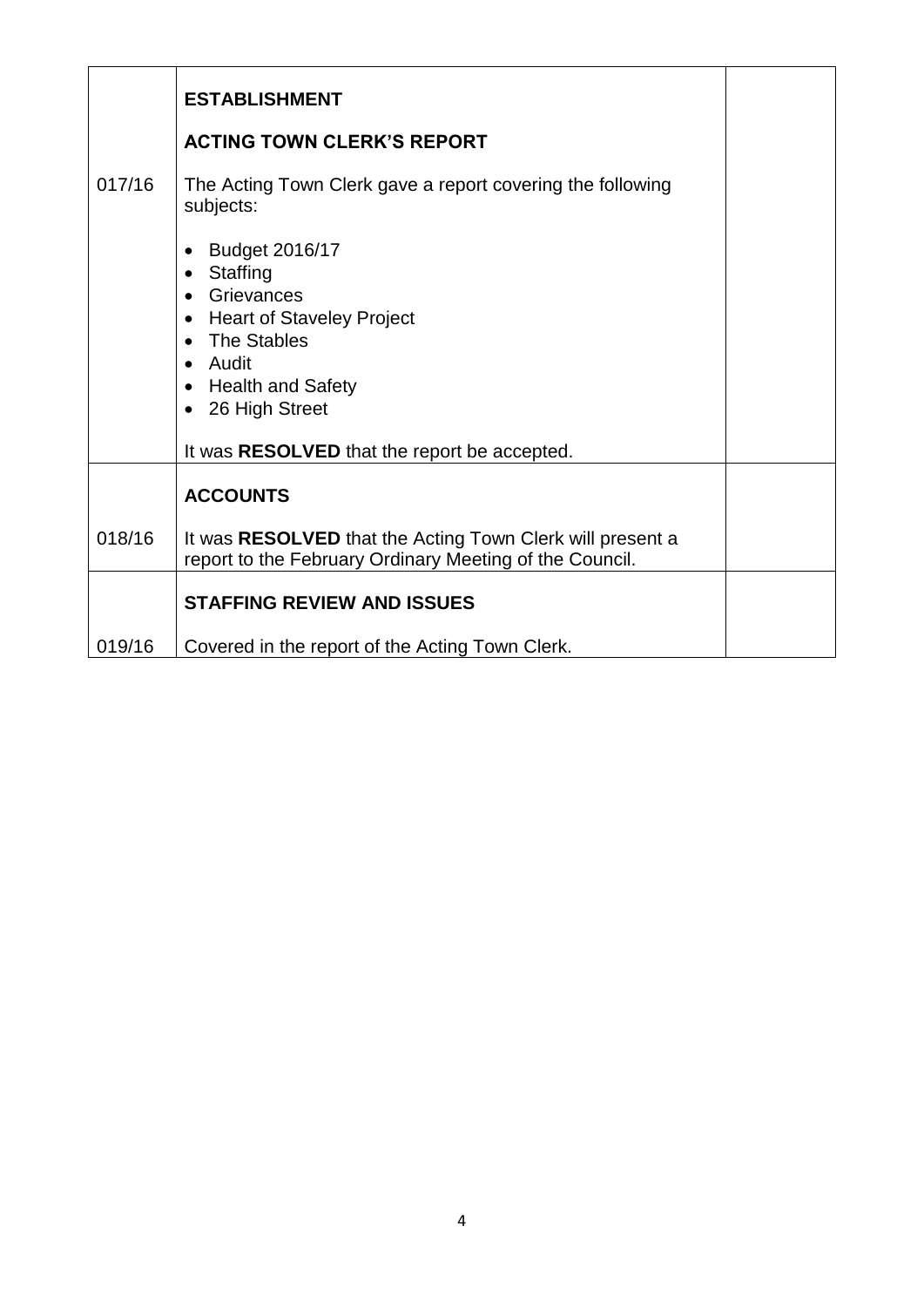| | | |
|---|---|---|
| | **ESTABLISHMENT** | |
| | **ACTING TOWN CLERK'S REPORT** | |
| 017/16 | The Acting Town Clerk gave a report covering the following subjects:<br><br>• Budget 2016/17<br>• Staffing<br>• Grievances<br>• Heart of Staveley Project<br>• The Stables<br>• Audit<br>• Health and Safety<br>• 26 High Street<br><br>It was **RESOLVED** that the report be accepted. | |
| | **ACCOUNTS** | |
| 018/16 | It was **RESOLVED** that the Acting Town Clerk will present a report to the February Ordinary Meeting of the Council. | |
| | **STAFFING REVIEW AND ISSUES** | |
| 019/16 | Covered in the report of the Acting Town Clerk. | |